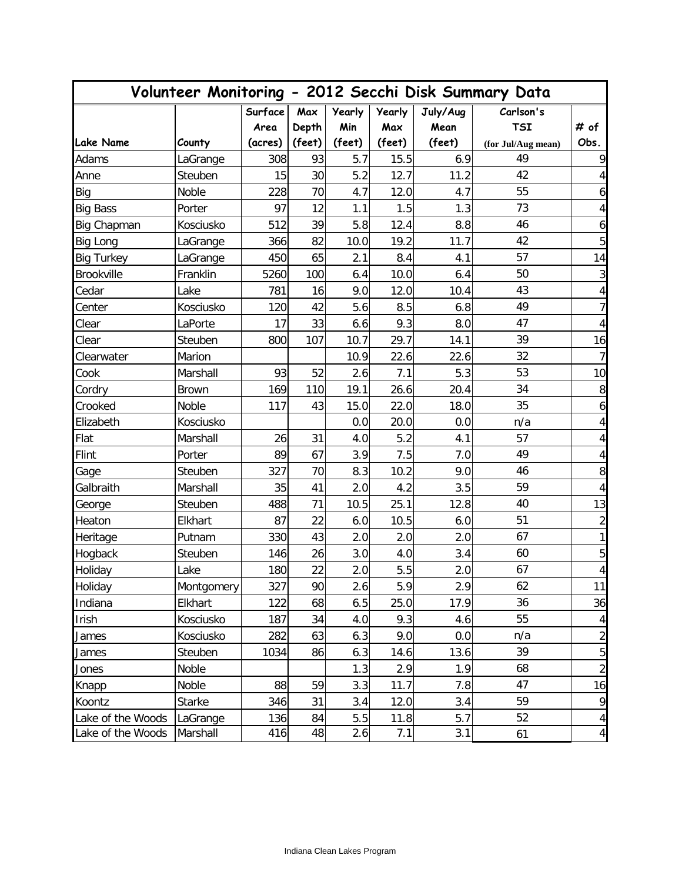| Volunteer Monitoring - 2012 Secchi Disk Summary Data | | | | | | | | |
|---|---|---|---|---|---|---|---|---|
| Lake Name | County | Surface Area (acres) | Max Depth (feet) | Yearly Min (feet) | Yearly Max (feet) | July/Aug Mean (feet) | Carlson's TSI (for Jul/Aug mean) | # of Obs. |
| Adams | LaGrange | 308 | 93 | 5.7 | 15.5 | 6.9 | 49 | 9 |
| Anne | Steuben | 15 | 30 | 5.2 | 12.7 | 11.2 | 42 | 4 |
| Big | Noble | 228 | 70 | 4.7 | 12.0 | 4.7 | 55 | 6 |
| Big Bass | Porter | 97 | 12 | 1.1 | 1.5 | 1.3 | 73 | 4 |
| Big Chapman | Kosciusko | 512 | 39 | 5.8 | 12.4 | 8.8 | 46 | 6 |
| Big Long | LaGrange | 366 | 82 | 10.0 | 19.2 | 11.7 | 42 | 5 |
| Big Turkey | LaGrange | 450 | 65 | 2.1 | 8.4 | 4.1 | 57 | 14 |
| Brookville | Franklin | 5260 | 100 | 6.4 | 10.0 | 6.4 | 50 | 3 |
| Cedar | Lake | 781 | 16 | 9.0 | 12.0 | 10.4 | 43 | 4 |
| Center | Kosciusko | 120 | 42 | 5.6 | 8.5 | 6.8 | 49 | 7 |
| Clear | LaPorte | 17 | 33 | 6.6 | 9.3 | 8.0 | 47 | 4 |
| Clear | Steuben | 800 | 107 | 10.7 | 29.7 | 14.1 | 39 | 16 |
| Clearwater | Marion | | | 10.9 | 22.6 | 22.6 | 32 | 7 |
| Cook | Marshall | 93 | 52 | 2.6 | 7.1 | 5.3 | 53 | 10 |
| Cordry | Brown | 169 | 110 | 19.1 | 26.6 | 20.4 | 34 | 8 |
| Crooked | Noble | 117 | 43 | 15.0 | 22.0 | 18.0 | 35 | 6 |
| Elizabeth | Kosciusko | | | 0.0 | 20.0 | 0.0 | n/a | 4 |
| Flat | Marshall | 26 | 31 | 4.0 | 5.2 | 4.1 | 57 | 4 |
| Flint | Porter | 89 | 67 | 3.9 | 7.5 | 7.0 | 49 | 4 |
| Gage | Steuben | 327 | 70 | 8.3 | 10.2 | 9.0 | 46 | 8 |
| Galbraith | Marshall | 35 | 41 | 2.0 | 4.2 | 3.5 | 59 | 4 |
| George | Steuben | 488 | 71 | 10.5 | 25.1 | 12.8 | 40 | 13 |
| Heaton | Elkhart | 87 | 22 | 6.0 | 10.5 | 6.0 | 51 | 2 |
| Heritage | Putnam | 330 | 43 | 2.0 | 2.0 | 2.0 | 67 | 1 |
| Hogback | Steuben | 146 | 26 | 3.0 | 4.0 | 3.4 | 60 | 5 |
| Holiday | Lake | 180 | 22 | 2.0 | 5.5 | 2.0 | 67 | 4 |
| Holiday | Montgomery | 327 | 90 | 2.6 | 5.9 | 2.9 | 62 | 11 |
| Indiana | Elkhart | 122 | 68 | 6.5 | 25.0 | 17.9 | 36 | 36 |
| Irish | Kosciusko | 187 | 34 | 4.0 | 9.3 | 4.6 | 55 | 4 |
| James | Kosciusko | 282 | 63 | 6.3 | 9.0 | 0.0 | n/a | 2 |
| James | Steuben | 1034 | 86 | 6.3 | 14.6 | 13.6 | 39 | 5 |
| Jones | Noble | | | 1.3 | 2.9 | 1.9 | 68 | 2 |
| Knapp | Noble | 88 | 59 | 3.3 | 11.7 | 7.8 | 47 | 16 |
| Koontz | Starke | 346 | 31 | 3.4 | 12.0 | 3.4 | 59 | 9 |
| Lake of the Woods | LaGrange | 136 | 84 | 5.5 | 11.8 | 5.7 | 52 | 4 |
| Lake of the Woods | Marshall | 416 | 48 | 2.6 | 7.1 | 3.1 | 61 | 4 |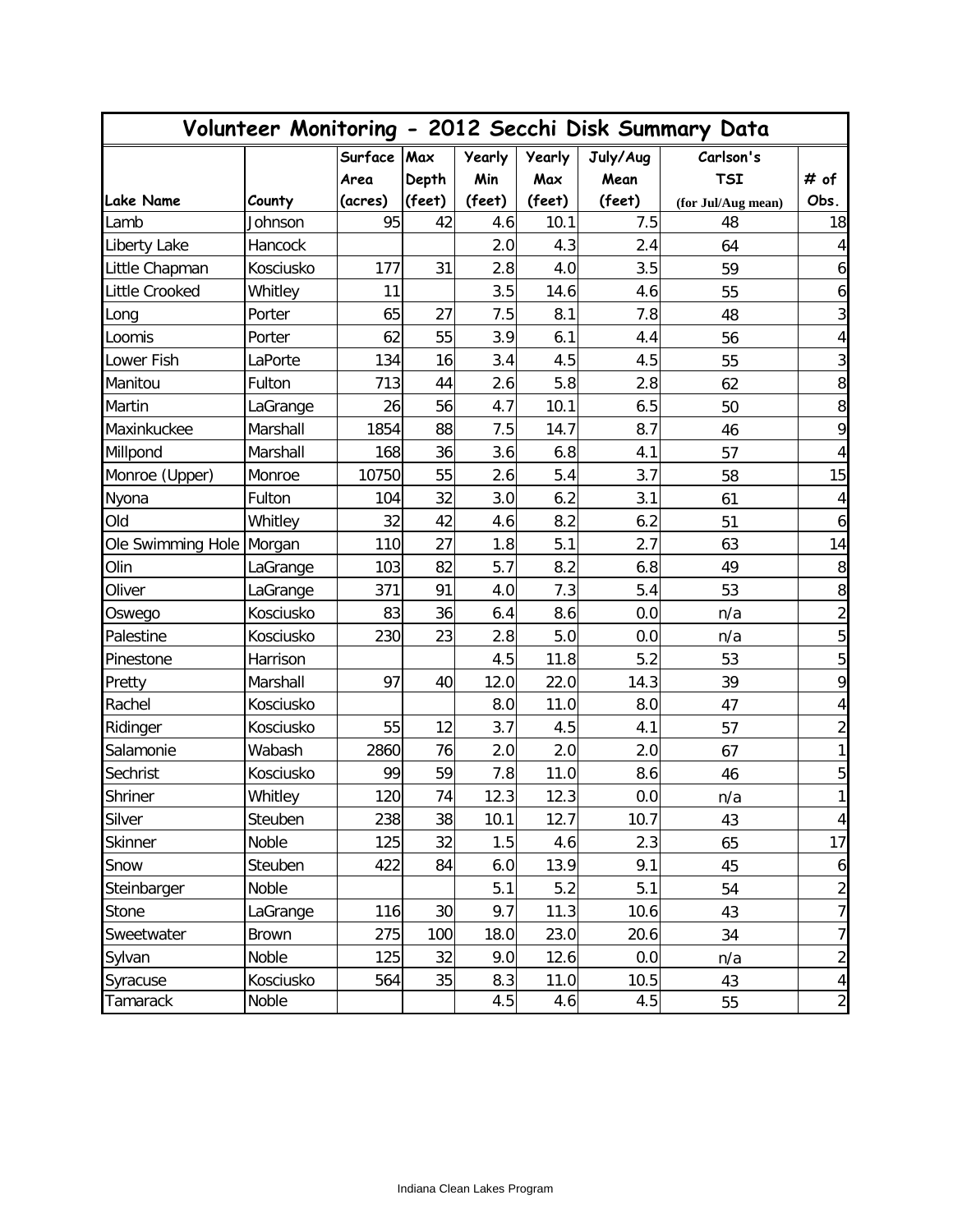| Volunteer Monitoring - 2012 Secchi Disk Summary Data | | | | | | | | |
|---|---|---|---|---|---|---|---|---|
| Lake Name | County | Surface Area (acres) | Max Depth (feet) | Yearly Min (feet) | Yearly Max (feet) | July/Aug Mean (feet) | Carlson's TSI (for Jul/Aug mean) | # of Obs. |
| Lamb | Johnson | 95 | 42 | 4.6 | 10.1 | 7.5 | 48 | 18 |
| Liberty Lake | Hancock | | | 2.0 | 4.3 | 2.4 | 64 | 4 |
| Little Chapman | Kosciusko | 177 | 31 | 2.8 | 4.0 | 3.5 | 59 | 6 |
| Little Crooked | Whitley | 11 | | 3.5 | 14.6 | 4.6 | 55 | 6 |
| Long | Porter | 65 | 27 | 7.5 | 8.1 | 7.8 | 48 | 3 |
| Loomis | Porter | 62 | 55 | 3.9 | 6.1 | 4.4 | 56 | 4 |
| Lower Fish | LaPorte | 134 | 16 | 3.4 | 4.5 | 4.5 | 55 | 3 |
| Manitou | Fulton | 713 | 44 | 2.6 | 5.8 | 2.8 | 62 | 8 |
| Martin | LaGrange | 26 | 56 | 4.7 | 10.1 | 6.5 | 50 | 8 |
| Maxinkuckee | Marshall | 1854 | 88 | 7.5 | 14.7 | 8.7 | 46 | 9 |
| Millpond | Marshall | 168 | 36 | 3.6 | 6.8 | 4.1 | 57 | 4 |
| Monroe (Upper) | Monroe | 10750 | 55 | 2.6 | 5.4 | 3.7 | 58 | 15 |
| Nyona | Fulton | 104 | 32 | 3.0 | 6.2 | 3.1 | 61 | 4 |
| Old | Whitley | 32 | 42 | 4.6 | 8.2 | 6.2 | 51 | 6 |
| Ole Swimming Hole | Morgan | 110 | 27 | 1.8 | 5.1 | 2.7 | 63 | 14 |
| Olin | LaGrange | 103 | 82 | 5.7 | 8.2 | 6.8 | 49 | 8 |
| Oliver | LaGrange | 371 | 91 | 4.0 | 7.3 | 5.4 | 53 | 8 |
| Oswego | Kosciusko | 83 | 36 | 6.4 | 8.6 | 0.0 | n/a | 2 |
| Palestine | Kosciusko | 230 | 23 | 2.8 | 5.0 | 0.0 | n/a | 5 |
| Pinestone | Harrison | | | 4.5 | 11.8 | 5.2 | 53 | 5 |
| Pretty | Marshall | 97 | 40 | 12.0 | 22.0 | 14.3 | 39 | 9 |
| Rachel | Kosciusko | | | 8.0 | 11.0 | 8.0 | 47 | 4 |
| Ridinger | Kosciusko | 55 | 12 | 3.7 | 4.5 | 4.1 | 57 | 2 |
| Salamonie | Wabash | 2860 | 76 | 2.0 | 2.0 | 2.0 | 67 | 1 |
| Sechrist | Kosciusko | 99 | 59 | 7.8 | 11.0 | 8.6 | 46 | 5 |
| Shriner | Whitley | 120 | 74 | 12.3 | 12.3 | 0.0 | n/a | 1 |
| Silver | Steuben | 238 | 38 | 10.1 | 12.7 | 10.7 | 43 | 4 |
| Skinner | Noble | 125 | 32 | 1.5 | 4.6 | 2.3 | 65 | 17 |
| Snow | Steuben | 422 | 84 | 6.0 | 13.9 | 9.1 | 45 | 6 |
| Steinbarger | Noble | | | 5.1 | 5.2 | 5.1 | 54 | 2 |
| Stone | LaGrange | 116 | 30 | 9.7 | 11.3 | 10.6 | 43 | 7 |
| Sweetwater | Brown | 275 | 100 | 18.0 | 23.0 | 20.6 | 34 | 7 |
| Sylvan | Noble | 125 | 32 | 9.0 | 12.6 | 0.0 | n/a | 2 |
| Syracuse | Kosciusko | 564 | 35 | 8.3 | 11.0 | 10.5 | 43 | 4 |
| Tamarack | Noble | | | 4.5 | 4.6 | 4.5 | 55 | 2 |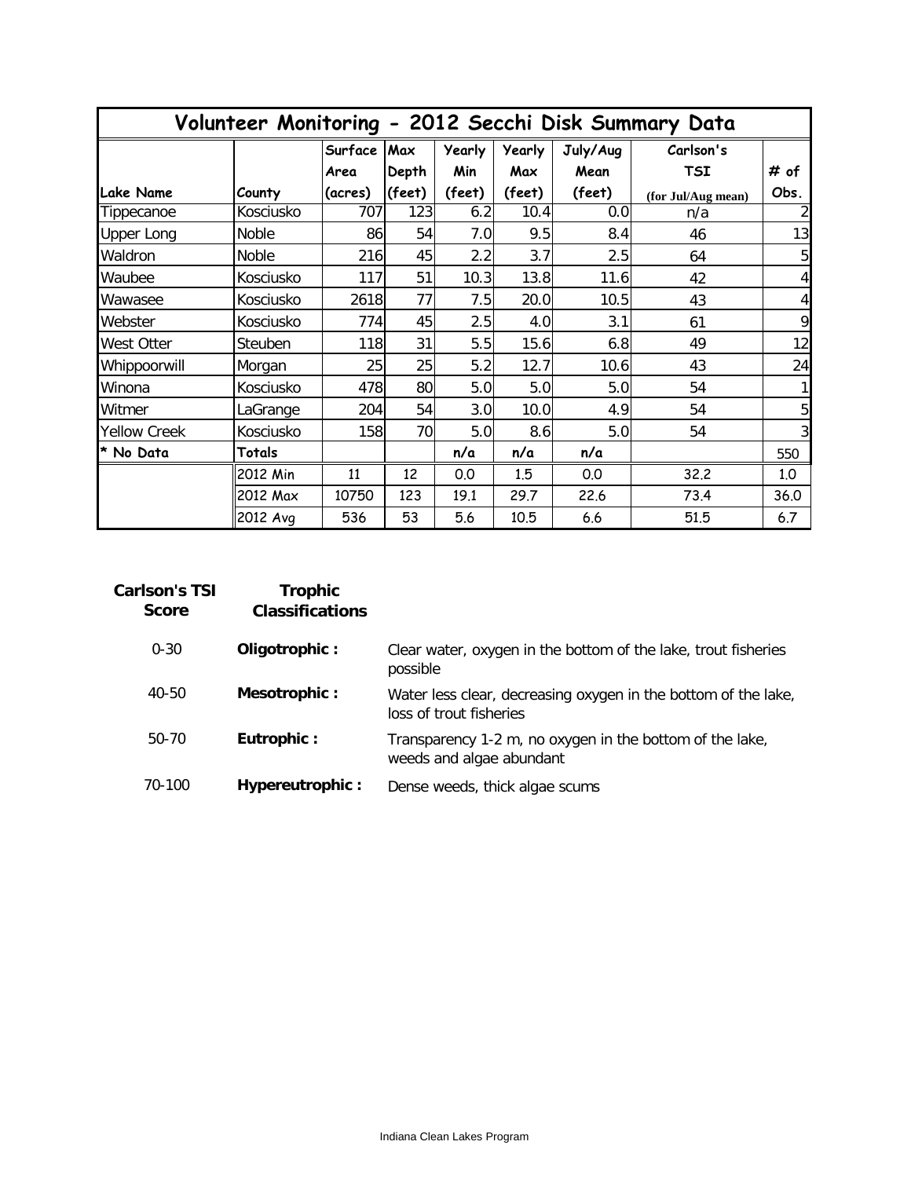## Volunteer Monitoring - 2012 Secchi Disk Summary Data

| Lake Name | County | Surface Area (acres) | Max Depth (feet) | Yearly Min (feet) | Yearly Max (feet) | July/Aug Mean (feet) | Carlson's TSI (for Jul/Aug mean) | # of Obs. |
|---|---|---|---|---|---|---|---|---|
| Tippecanoe | Kosciusko | 707 | 123 | 6.2 | 10.4 | 0.0 | n/a | 2 |
| Upper Long | Noble | 86 | 54 | 7.0 | 9.5 | 8.4 | 46 | 13 |
| Waldron | Noble | 216 | 45 | 2.2 | 3.7 | 2.5 | 64 | 5 |
| Waubee | Kosciusko | 117 | 51 | 10.3 | 13.8 | 11.6 | 42 | 4 |
| Wawasee | Kosciusko | 2618 | 77 | 7.5 | 20.0 | 10.5 | 43 | 4 |
| Webster | Kosciusko | 774 | 45 | 2.5 | 4.0 | 3.1 | 61 | 9 |
| West Otter | Steuben | 118 | 31 | 5.5 | 15.6 | 6.8 | 49 | 12 |
| Whippoorwill | Morgan | 25 | 25 | 5.2 | 12.7 | 10.6 | 43 | 24 |
| Winona | Kosciusko | 478 | 80 | 5.0 | 5.0 | 5.0 | 54 | 1 |
| Witmer | LaGrange | 204 | 54 | 3.0 | 10.0 | 4.9 | 54 | 5 |
| Yellow Creek | Kosciusko | 158 | 70 | 5.0 | 8.6 | 5.0 | 54 | 3 |
| * No Data | Totals | | | n/a | n/a | n/a | | 550 |
| | 2012 Min | 11 | 12 | 0.0 | 1.5 | 0.0 | 32.2 | 1.0 |
| | 2012 Max | 10750 | 123 | 19.1 | 29.7 | 22.6 | 73.4 | 36.0 |
| | 2012 Avg | 536 | 53 | 5.6 | 10.5 | 6.6 | 51.5 | 6.7 |

| Carlson's TSI Score | Trophic Classifications | |
|---|---|---|
| 0-30 | **Oligotrophic :** | Clear water, oxygen in the bottom of the lake, trout fisheries possible |
| 40-50 | **Mesotrophic :** | Water less clear, decreasing oxygen in the bottom of the lake, loss of trout fisheries |
| 50-70 | **Eutrophic :** | Transparency 1-2 m, no oxygen in the bottom of the lake, weeds and algae abundant |
| 70-100 | **Hypereutrophic :** | Dense weeds, thick algae scums |